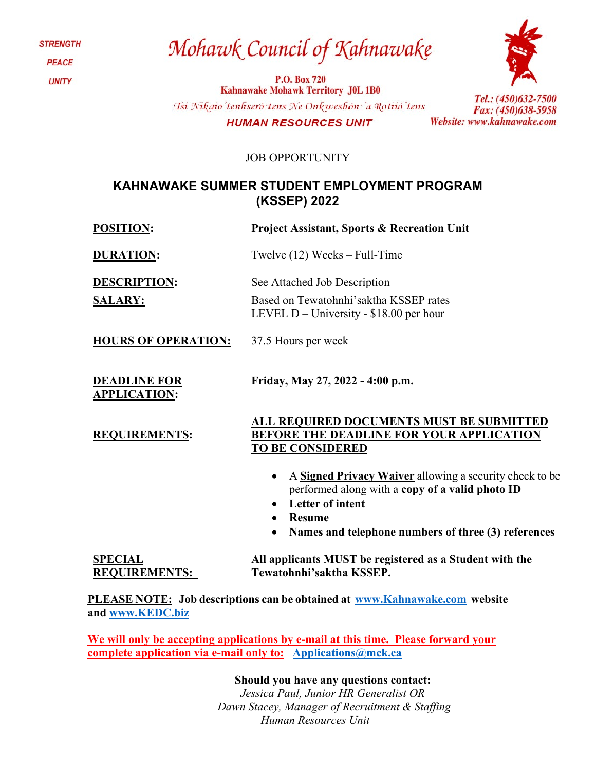STRENGTH

PEACE

UNITY

# Mohawk Council of Kahnawake

**P.O. Box 720**
**Kahnawake Mohawk Territory J0L 1B0**

*Tsi Nikaio'tenhseró:tens Ne Onkweshón:'a Rotiió'tens*

**HUMAN RESOURCES UNIT**

*Tel.: (450)632-7500*
*Fax: (450)638-5958*
*Website: www.kahnawake.com*

JOB OPPORTUNITY

## KAHNAWAKE SUMMER STUDENT EMPLOYMENT PROGRAM (KSSEP) 2022

**POSITION:** **Project Assistant, Sports & Recreation Unit**

**DURATION:** Twelve (12) Weeks – Full-Time

**DESCRIPTION:** See Attached Job Description

**SALARY:** Based on Tewatohnhi'saktha KSSEP rates
LEVEL D – University - $18.00 per hour

**HOURS OF OPERATION:** 37.5 Hours per week

**DEADLINE FOR APPLICATION:** **Friday, May 27, 2022 - 4:00 p.m.**

**REQUIREMENTS:** **ALL REQUIRED DOCUMENTS MUST BE SUBMITTED BEFORE THE DEADLINE FOR YOUR APPLICATION TO BE CONSIDERED**

- A **Signed Privacy Waiver** allowing a security check to be performed along with a **copy of a valid photo ID**
- **Letter of intent**
- **Resume**
- **Names and telephone numbers of three (3) references**

**SPECIAL REQUIREMENTS:** **All applicants MUST be registered as a Student with the Tewatohnhi'saktha KSSEP.**

**PLEASE NOTE: Job descriptions can be obtained at www.Kahnawake.com website and www.KEDC.biz**

**We will only be accepting applications by e-mail at this time. Please forward your complete application via e-mail only to: Applications@mck.ca**

**Should you have any questions contact:**
*Jessica Paul, Junior HR Generalist OR*
*Dawn Stacey, Manager of Recruitment & Staffing*
*Human Resources Unit*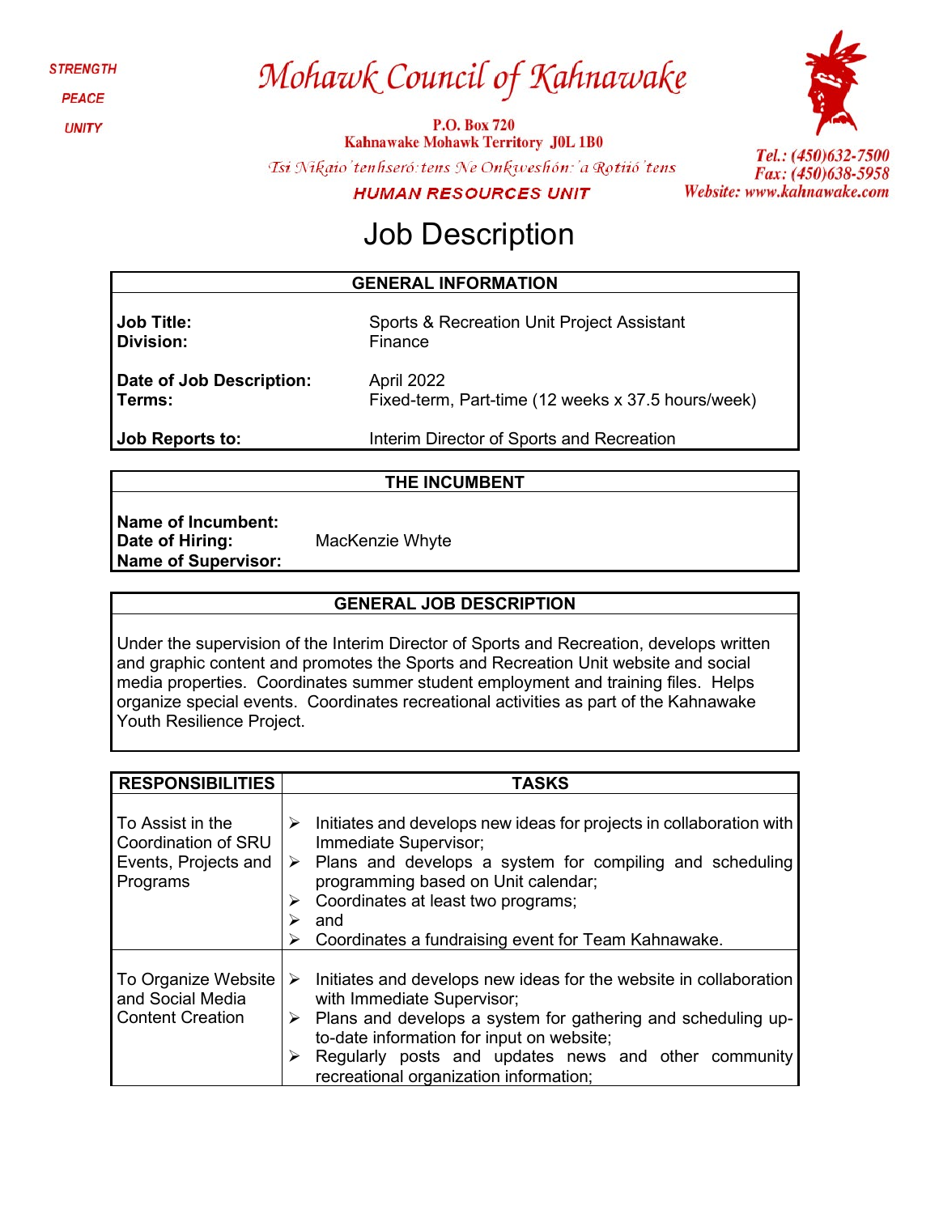STRENGTH

PEACE

UNITY

# Mohawk Council of Kahnawake

P.O. Box 720
Kahnawake Mohawk Territory J0L 1B0
Tsi Nikaio'tenhseró:tens Ne Onkweshón:'a Rotiió'tens

Tel.: (450)632-7500
Fax: (450)638-5958
Website: www.kahnawake.com

HUMAN RESOURCES UNIT

# Job Description

| GENERAL INFORMATION | |
|---|---|
| **Job Title:** | Sports & Recreation Unit Project Assistant |
| **Division:** | Finance |
| **Date of Job Description:** | April 2022 |
| **Terms:** | Fixed-term, Part-time (12 weeks x 37.5 hours/week) |
| **Job Reports to:** | Interim Director of Sports and Recreation |

| THE INCUMBENT | |
|---|---|
| **Name of Incumbent:** | |
| **Date of Hiring:** | MacKenzie Whyte |
| **Name of Supervisor:** | |

| GENERAL JOB DESCRIPTION |
|---|
| Under the supervision of the Interim Director of Sports and Recreation, develops written and graphic content and promotes the Sports and Recreation Unit website and social media properties. Coordinates summer student employment and training files. Helps organize special events. Coordinates recreational activities as part of the Kahnawake Youth Resilience Project. |

| RESPONSIBILITIES | TASKS |
|---|---|
| To Assist in the Coordination of SRU Events, Projects and Programs | ➢ Initiates and develops new ideas for projects in collaboration with Immediate Supervisor;<br>➢ Plans and develops a system for compiling and scheduling programming based on Unit calendar;<br>➢ Coordinates at least two programs;<br>➢ and<br>➢ Coordinates a fundraising event for Team Kahnawake. |
| To Organize Website and Social Media Content Creation | ➢ Initiates and develops new ideas for the website in collaboration with Immediate Supervisor;<br>➢ Plans and develops a system for gathering and scheduling up-to-date information for input on website;<br>➢ Regularly posts and updates news and other community recreational organization information; |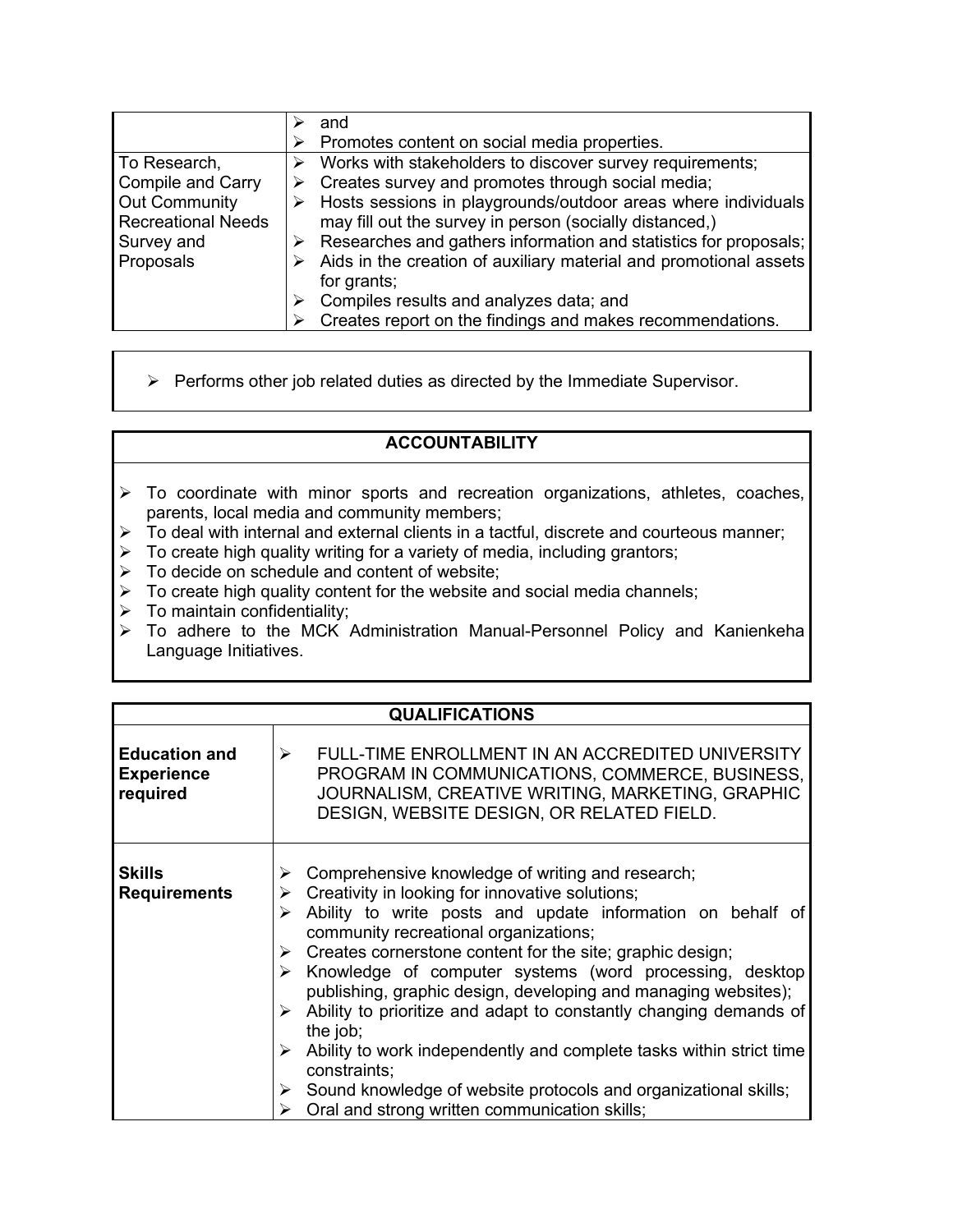| | |
|---|---|
| | ➢ and<br>➢ Promotes content on social media properties. |
| To Research, Compile and Carry Out Community Recreational Needs Survey and Proposals | ➢ Works with stakeholders to discover survey requirements;<br>➢ Creates survey and promotes through social media;<br>➢ Hosts sessions in playgrounds/outdoor areas where individuals may fill out the survey in person (socially distanced,)<br>➢ Researches and gathers information and statistics for proposals;<br>➢ Aids in the creation of auxiliary material and promotional assets for grants;<br>➢ Compiles results and analyzes data; and<br>➢ Creates report on the findings and makes recommendations. |

➢ Performs other job related duties as directed by the Immediate Supervisor.

## ACCOUNTABILITY

➢ To coordinate with minor sports and recreation organizations, athletes, coaches, parents, local media and community members;
➢ To deal with internal and external clients in a tactful, discrete and courteous manner;
➢ To create high quality writing for a variety of media, including grantors;
➢ To decide on schedule and content of website;
➢ To create high quality content for the website and social media channels;
➢ To maintain confidentiality;
➢ To adhere to the MCK Administration Manual-Personnel Policy and Kanienkeha Language Initiatives.

## QUALIFICATIONS

| | |
|---|---|
| **Education and Experience required** | ➢ FULL-TIME ENROLLMENT IN AN ACCREDITED UNIVERSITY PROGRAM IN COMMUNICATIONS, COMMERCE, BUSINESS, JOURNALISM, CREATIVE WRITING, MARKETING, GRAPHIC DESIGN, WEBSITE DESIGN, OR RELATED FIELD. |
| **Skills Requirements** | ➢ Comprehensive knowledge of writing and research;<br>➢ Creativity in looking for innovative solutions;<br>➢ Ability to write posts and update information on behalf of community recreational organizations;<br>➢ Creates cornerstone content for the site; graphic design;<br>➢ Knowledge of computer systems (word processing, desktop publishing, graphic design, developing and managing websites);<br>➢ Ability to prioritize and adapt to constantly changing demands of the job;<br>➢ Ability to work independently and complete tasks within strict time constraints;<br>➢ Sound knowledge of website protocols and organizational skills;<br>➢ Oral and strong written communication skills; |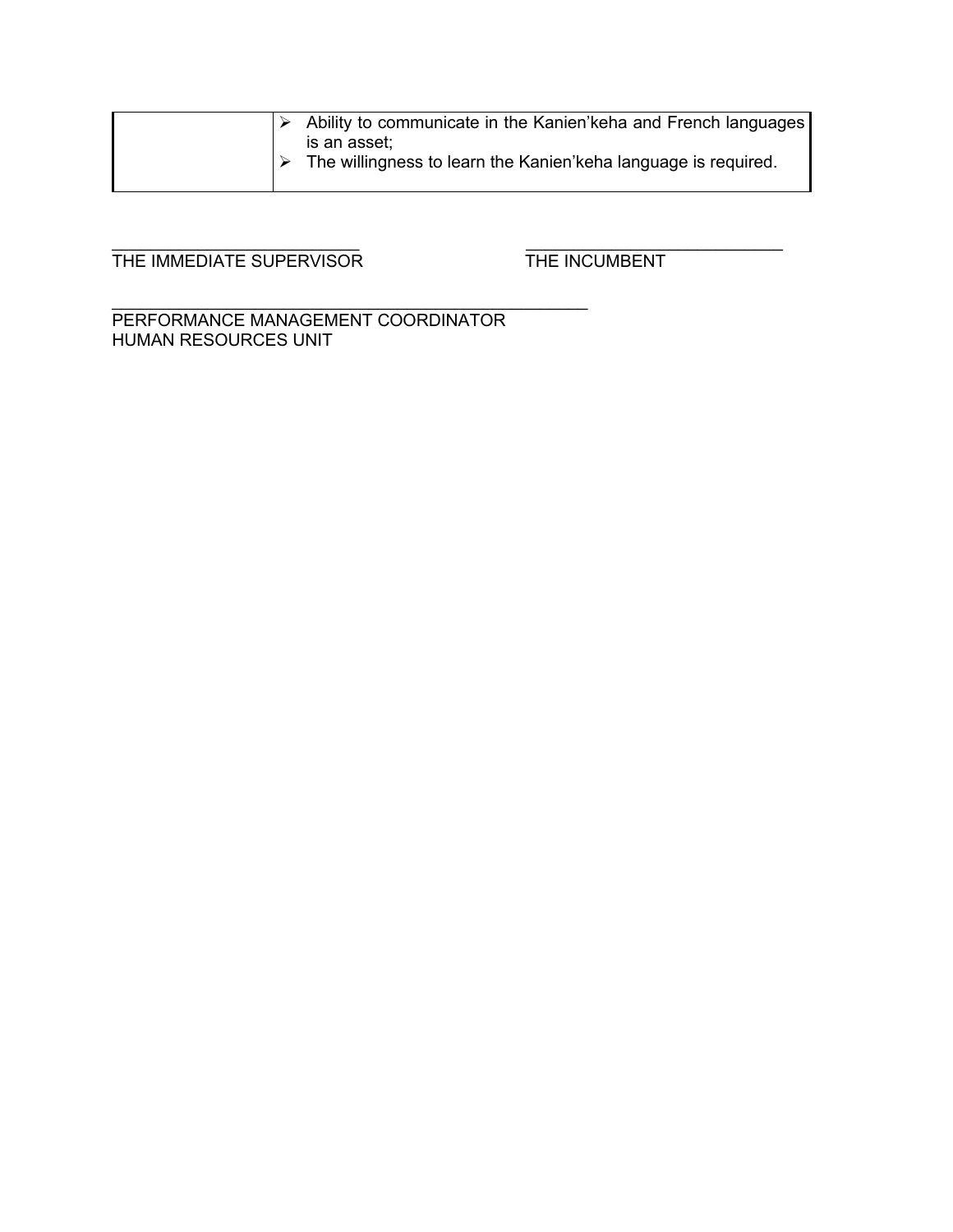| | |
|---|---|
| | ➢ Ability to communicate in the Kanien'keha and French languages is an asset;<br>➢ The willingness to learn the Kanien'keha language is required. |

_________________________ THE IMMEDIATE SUPERVISOR

_________________________ THE INCUMBENT

_______________________________________________
PERFORMANCE MANAGEMENT COORDINATOR
HUMAN RESOURCES UNIT